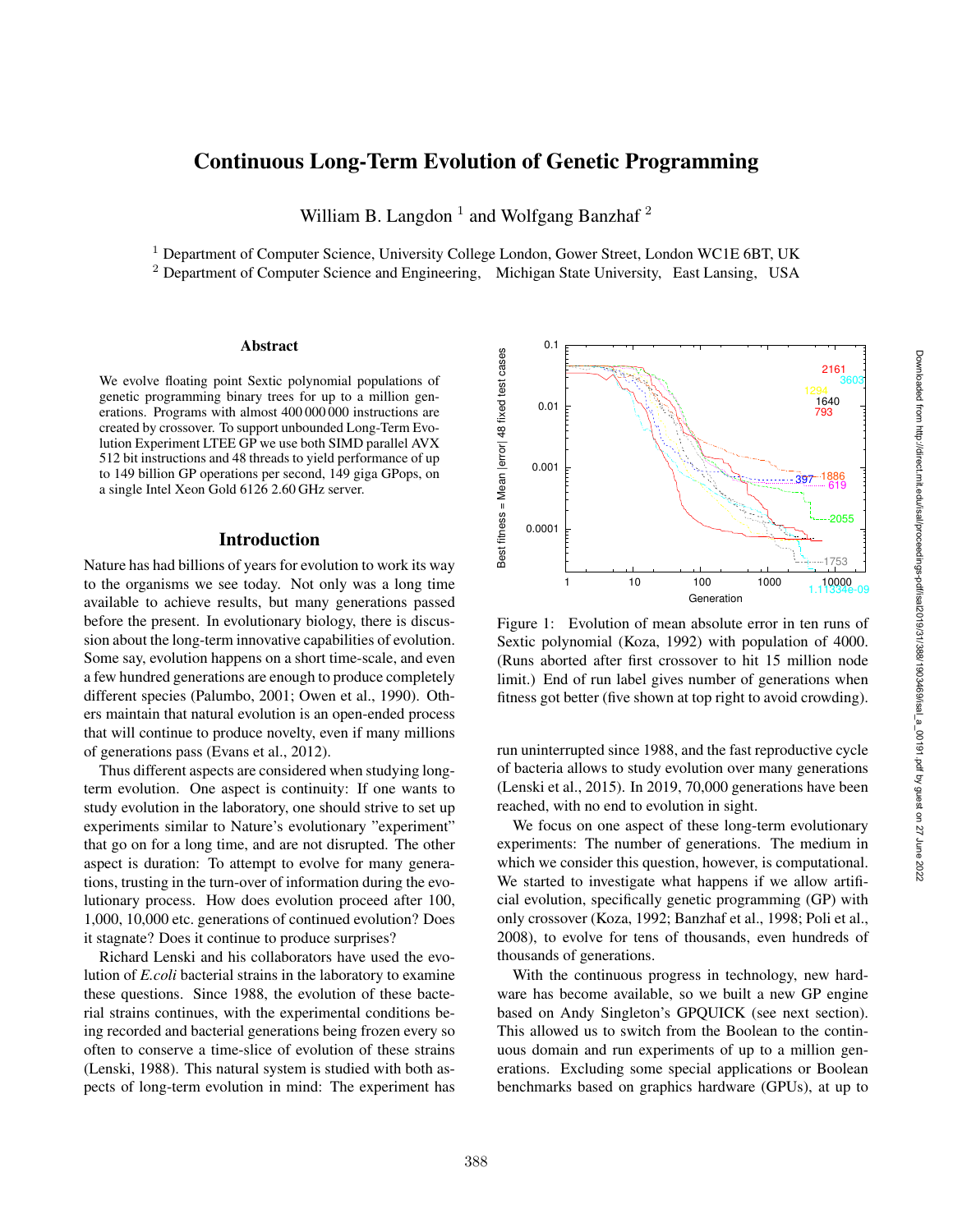# Continuous Long-Term Evolution of Genetic Programming

William B. Langdon [1] and Wolfgang Banzhaf [2]

[1] Department of Computer Science, University College London, Gower Street, London WC1E 6BT, UK
[2] Department of Computer Science and Engineering, Michigan State University, East Lansing, USA

### Abstract

We evolve floating point Sextic polynomial populations of genetic programming binary trees for up to a million generations. Programs with almost 400 000 000 instructions are created by crossover. To support unbounded Long-Term Evolution Experiment LTEE GP we use both SIMD parallel AVX 512 bit instructions and 48 threads to yield performance of up to 149 billion GP operations per second, 149 giga GPops, on a single Intel Xeon Gold 6126 2.60 GHz server.

## Introduction

Nature has had billions of years for evolution to work its way to the organisms we see today. Not only was a long time available to achieve results, but many generations passed before the present. In evolutionary biology, there is discussion about the long-term innovative capabilities of evolution. Some say, evolution happens on a short time-scale, and even a few hundred generations are enough to produce completely different species (Palumbo, 2001; Owen et al., 1990). Others maintain that natural evolution is an open-ended process that will continue to produce novelty, even if many millions of generations pass (Evans et al., 2012).

Thus different aspects are considered when studying long-term evolution. One aspect is continuity: If one wants to study evolution in the laboratory, one should strive to set up experiments similar to Nature's evolutionary "experiment" that go on for a long time, and are not disrupted. The other aspect is duration: To attempt to evolve for many generations, trusting in the turn-over of information during the evolutionary process. How does evolution proceed after 100, 1,000, 10,000 etc. generations of continued evolution? Does it stagnate? Does it continue to produce surprises?

Richard Lenski and his collaborators have used the evolution of *E.coli* bacterial strains in the laboratory to examine these questions. Since 1988, the evolution of these bacterial strains continues, with the experimental conditions being recorded and bacterial generations being frozen every so often to conserve a time-slice of evolution of these strains (Lenski, 1988). This natural system is studied with both aspects of long-term evolution in mind: The experiment has run uninterrupted since 1988, and the fast reproductive cycle of bacteria allows to study evolution over many generations (Lenski et al., 2015). In 2019, 70,000 generations have been reached, with no end to evolution in sight.

Figure 1: Evolution of mean absolute error in ten runs of Sextic polynomial (Koza, 1992) with population of 4000. (Runs aborted after first crossover to hit 15 million node limit.) End of run label gives number of generations when fitness got better (five shown at top right to avoid crowding).

We focus on one aspect of these long-term evolutionary experiments: The number of generations. The medium in which we consider this question, however, is computational. We started to investigate what happens if we allow artificial evolution, specifically genetic programming (GP) with only crossover (Koza, 1992; Banzhaf et al., 1998; Poli et al., 2008), to evolve for tens of thousands, even hundreds of thousands of generations.

With the continuous progress in technology, new hardware has become available, so we built a new GP engine based on Andy Singleton's GPQUICK (see next section). This allowed us to switch from the Boolean to the continuous domain and run experiments of up to a million generations. Excluding some special applications or Boolean benchmarks based on graphics hardware (GPUs), at up to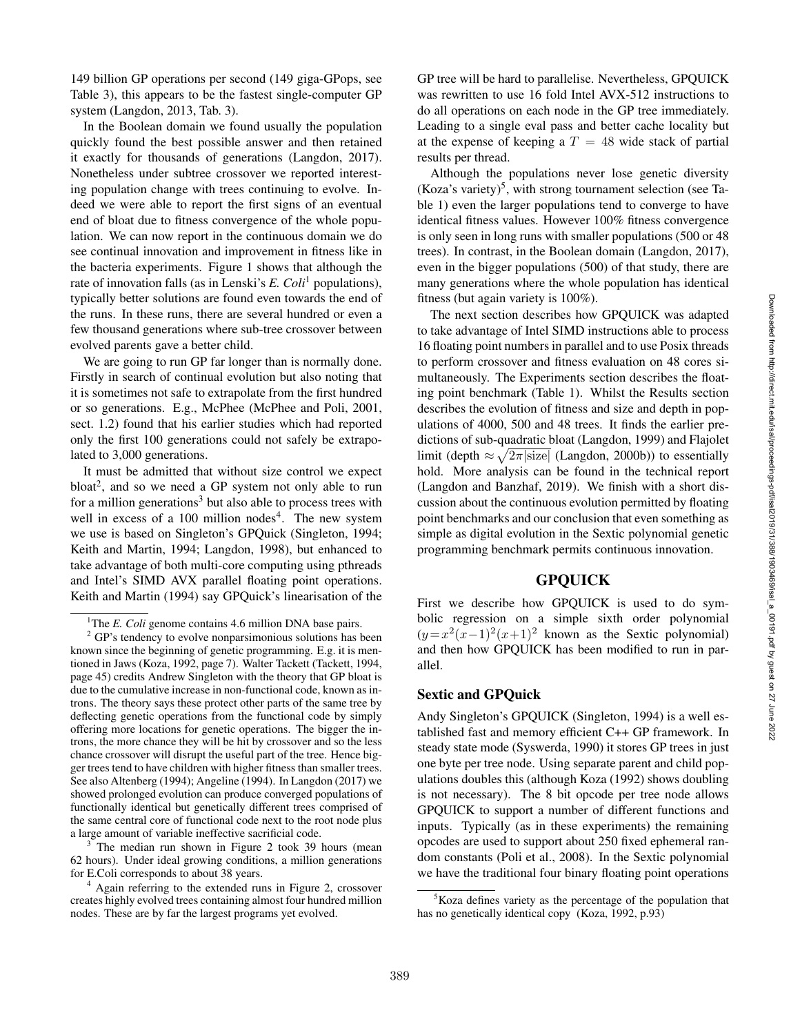149 billion GP operations per second (149 giga-GPops, see Table 3), this appears to be the fastest single-computer GP system (Langdon, 2013, Tab. 3).

In the Boolean domain we found usually the population quickly found the best possible answer and then retained it exactly for thousands of generations (Langdon, 2017). Nonetheless under subtree crossover we reported interesting population change with trees continuing to evolve. Indeed we were able to report the first signs of an eventual end of bloat due to fitness convergence of the whole population. We can now report in the continuous domain we do see continual innovation and improvement in fitness like in the bacteria experiments. Figure 1 shows that although the rate of innovation falls (as in Lenski's *E. Coli*[1] populations), typically better solutions are found even towards the end of the runs. In these runs, there are several hundred or even a few thousand generations where sub-tree crossover between evolved parents gave a better child.

We are going to run GP far longer than is normally done. Firstly in search of continual evolution but also noting that it is sometimes not safe to extrapolate from the first hundred or so generations. E.g., McPhee (McPhee and Poli, 2001, sect. 1.2) found that his earlier studies which had reported only the first 100 generations could not safely be extrapolated to 3,000 generations.

It must be admitted that without size control we expect bloat[2], and so we need a GP system not only able to run for a million generations[3] but also able to process trees with well in excess of a 100 million nodes[4]. The new system we use is based on Singleton's GPQuick (Singleton, 1994; Keith and Martin, 1994; Langdon, 1998), but enhanced to take advantage of both multi-core computing using pthreads and Intel's SIMD AVX parallel floating point operations. Keith and Martin (1994) say GPQuick's linearisation of the GP tree will be hard to parallelise. Nevertheless, GPQUICK was rewritten to use 16 fold Intel AVX-512 instructions to do all operations on each node in the GP tree immediately. Leading to a single eval pass and better cache locality but at the expense of keeping a $T = 48$ wide stack of partial results per thread.

Although the populations never lose genetic diversity (Koza's variety)[5], with strong tournament selection (see Table 1) even the larger populations tend to converge to have identical fitness values. However 100% fitness convergence is only seen in long runs with smaller populations (500 or 48 trees). In contrast, in the Boolean domain (Langdon, 2017), even in the bigger populations (500) of that study, there are many generations where the whole population has identical fitness (but again variety is 100%).

The next section describes how GPQUICK was adapted to take advantage of Intel SIMD instructions able to process 16 floating point numbers in parallel and to use Posix threads to perform crossover and fitness evaluation on 48 cores simultaneously. The Experiments section describes the floating point benchmark (Table 1). Whilst the Results section describes the evolution of fitness and size and depth in populations of 4000, 500 and 48 trees. It finds the earlier predictions of sub-quadratic bloat (Langdon, 1999) and Flajolet limit (depth $\approx \sqrt{2\pi|\text{size}|}$ (Langdon, 2000b)) to essentially hold. More analysis can be found in the technical report (Langdon and Banzhaf, 2019). We finish with a short discussion about the continuous evolution permitted by floating point benchmarks and our conclusion that even something as simple as digital evolution in the Sextic polynomial genetic programming benchmark permits continuous innovation.

## GPQUICK

First we describe how GPQUICK is used to do symbolic regression on a simple sixth order polynomial ($y = x^2(x-1)^2(x+1)^2$ known as the Sextic polynomial) and then how GPQUICK has been modified to run in parallel.

### Sextic and GPQuick

Andy Singleton's GPQUICK (Singleton, 1994) is a well established fast and memory efficient C++ GP framework. In steady state mode (Syswerda, 1990) it stores GP trees in just one byte per tree node. Using separate parent and child populations doubles this (although Koza (1992) shows doubling is not necessary). The 8 bit opcode per tree node allows GPQUICK to support a number of different functions and inputs. Typically (as in these experiments) the remaining opcodes are used to support about 250 fixed ephemeral random constants (Poli et al., 2008). In the Sextic polynomial we have the traditional four binary floating point operations

---

[1] The *E. Coli* genome contains 4.6 million DNA base pairs.

[2] GP's tendency to evolve nonparsimonious solutions has been known since the beginning of genetic programming. E.g. it is mentioned in Jaws (Koza, 1992, page 7). Walter Tackett (Tackett, 1994, page 45) credits Andrew Singleton with the theory that GP bloat is due to the cumulative increase in non-functional code, known as introns. The theory says these protect other parts of the same tree by deflecting genetic operations from the functional code by simply offering more locations for genetic operations. The bigger the introns, the more chance they will be hit by crossover and so the less chance crossover will disrupt the useful part of the tree. Hence bigger trees tend to have children with higher fitness than smaller trees. See also Altenberg (1994); Angeline (1994). In Langdon (2017) we showed prolonged evolution can produce converged populations of functionally identical but genetically different trees comprised of the same central core of functional code next to the root node plus a large amount of variable ineffective sacrificial code.

[3] The median run shown in Figure 2 took 39 hours (mean 62 hours). Under ideal growing conditions, a million generations for E.Coli corresponds to about 38 years.

[4] Again referring to the extended runs in Figure 2, crossover creates highly evolved trees containing almost four hundred million nodes. These are by far the largest programs yet evolved.

[5] Koza defines variety as the percentage of the population that has no genetically identical copy (Koza, 1992, p.93)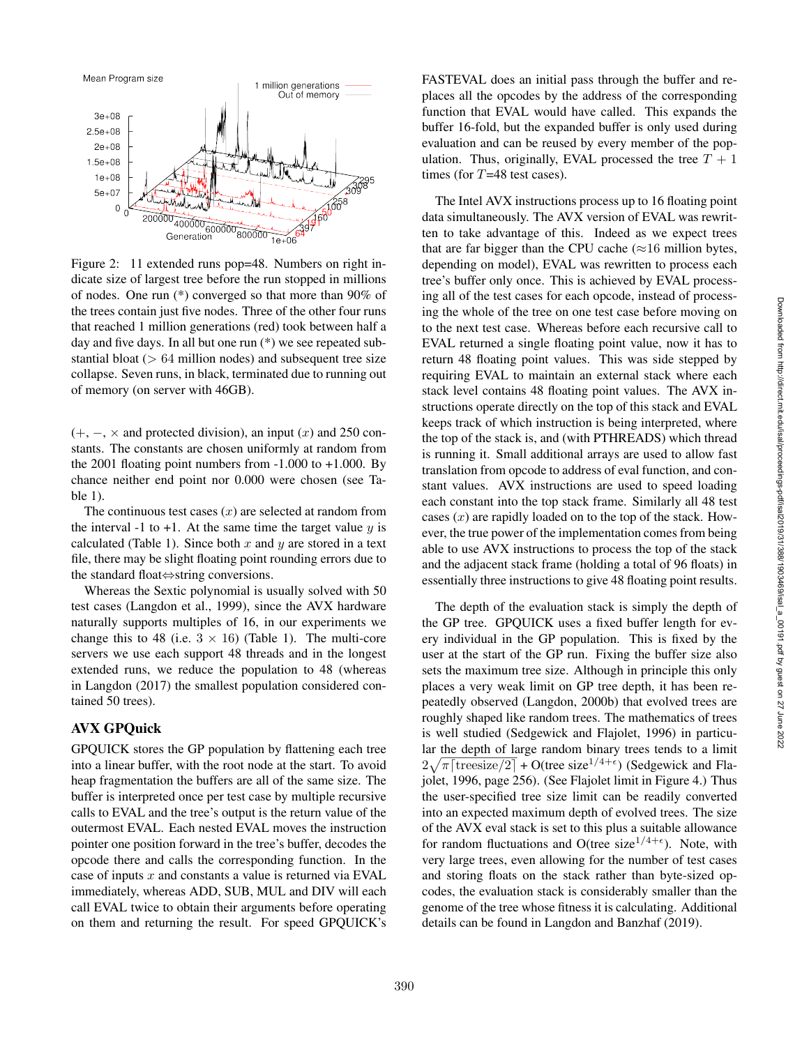Figure 2: 11 extended runs pop=48. Numbers on right indicate size of largest tree before the run stopped in millions of nodes. One run (*) converged so that more than 90% of the trees contain just five nodes. Three of the other four runs that reached 1 million generations (red) took between half a day and five days. In all but one run (*) we see repeated substantial bloat (> 64 million nodes) and subsequent tree size collapse. Seven runs, in black, terminated due to running out of memory (on server with 46GB).

(+, −, × and protected division), an input ($x$) and 250 constants. The constants are chosen uniformly at random from the 2001 floating point numbers from -1.000 to +1.000. By chance neither end point nor 0.000 were chosen (see Table 1).

The continuous test cases ($x$) are selected at random from the interval -1 to +1. At the same time the target value $y$ is calculated (Table 1). Since both $x$ and $y$ are stored in a text file, there may be slight floating point rounding errors due to the standard float⇔string conversions.

Whereas the Sextic polynomial is usually solved with 50 test cases (Langdon et al., 1999), since the AVX hardware naturally supports multiples of 16, in our experiments we change this to 48 (i.e. 3 × 16) (Table 1). The multi-core servers we use each support 48 threads and in the longest extended runs, we reduce the population to 48 (whereas in Langdon (2017) the smallest population considered contained 50 trees).

## AVX GPQuick

GPQUICK stores the GP population by flattening each tree into a linear buffer, with the root node at the start. To avoid heap fragmentation the buffers are all of the same size. The buffer is interpreted once per test case by multiple recursive calls to EVAL and the tree's output is the return value of the outermost EVAL. Each nested EVAL moves the instruction pointer one position forward in the tree's buffer, decodes the opcode there and calls the corresponding function. In the case of inputs $x$ and constants a value is returned via EVAL immediately, whereas ADD, SUB, MUL and DIV will each call EVAL twice to obtain their arguments before operating on them and returning the result. For speed GPQUICK's FASTEVAL does an initial pass through the buffer and replaces all the opcodes by the address of the corresponding function that EVAL would have called. This expands the buffer 16-fold, but the expanded buffer is only used during evaluation and can be reused by every member of the population. Thus, originally, EVAL processed the tree $T + 1$ times (for $T$=48 test cases).

The Intel AVX instructions process up to 16 floating point data simultaneously. The AVX version of EVAL was rewritten to take advantage of this. Indeed as we expect trees that are far bigger than the CPU cache (≈16 million bytes, depending on model), EVAL was rewritten to process each tree's buffer only once. This is achieved by EVAL processing all of the test cases for each opcode, instead of processing the whole of the tree on one test case before moving on to the next test case. Whereas before each recursive call to EVAL returned a single floating point value, now it has to return 48 floating point values. This was side stepped by requiring EVAL to maintain an external stack where each stack level contains 48 floating point values. The AVX instructions operate directly on the top of this stack and EVAL keeps track of which instruction is being interpreted, where the top of the stack is, and (with PTHREADS) which thread is running it. Small additional arrays are used to allow fast translation from opcode to address of eval function, and constant values. AVX instructions are used to speed loading each constant into the top stack frame. Similarly all 48 test cases ($x$) are rapidly loaded on to the top of the stack. However, the true power of the implementation comes from being able to use AVX instructions to process the top of the stack and the adjacent stack frame (holding a total of 96 floats) in essentially three instructions to give 48 floating point results.

The depth of the evaluation stack is simply the depth of the GP tree. GPQUICK uses a fixed buffer length for every individual in the GP population. This is fixed by the user at the start of the GP run. Fixing the buffer size also sets the maximum tree size. Although in principle this only places a very weak limit on GP tree depth, it has been repeatedly observed (Langdon, 2000b) that evolved trees are roughly shaped like random trees. The mathematics of trees is well studied (Sedgewick and Flajolet, 1996) in particular the depth of large random binary trees tends to a limit $2\sqrt{\pi\lceil\text{treesize}/2\rceil}$ + O(tree size$^{1/4+\epsilon}$) (Sedgewick and Flajolet, 1996, page 256). (See Flajolet limit in Figure 4.) Thus the user-specified tree size limit can be readily converted into an expected maximum depth of evolved trees. The size of the AVX eval stack is set to this plus a suitable allowance for random fluctuations and O(tree size$^{1/4+\epsilon}$). Note, with very large trees, even allowing for the number of test cases and storing floats on the stack rather than byte-sized opcodes, the evaluation stack is considerably smaller than the genome of the tree whose fitness it is calculating. Additional details can be found in Langdon and Banzhaf (2019).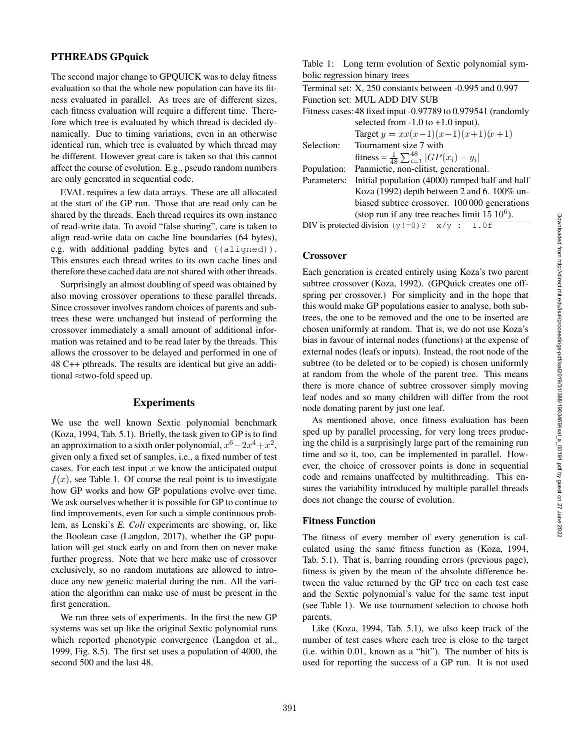### PTHREADS GPquick

The second major change to GPQUICK was to delay fitness evaluation so that the whole new population can have its fitness evaluated in parallel. As trees are of different sizes, each fitness evaluation will require a different time. Therefore which tree is evaluated by which thread is decided dynamically. Due to timing variations, even in an otherwise identical run, which tree is evaluated by which thread may be different. However great care is taken so that this cannot affect the course of evolution. E.g., pseudo random numbers are only generated in sequential code.

EVAL requires a few data arrays. These are all allocated at the start of the GP run. Those that are read only can be shared by the threads. Each thread requires its own instance of read-write data. To avoid "false sharing", care is taken to align read-write data on cache line boundaries (64 bytes), e.g. with additional padding bytes and `((aligned))`. This ensures each thread writes to its own cache lines and therefore these cached data are not shared with other threads.

Surprisingly an almost doubling of speed was obtained by also moving crossover operations to these parallel threads. Since crossover involves random choices of parents and subtrees these were unchanged but instead of performing the crossover immediately a small amount of additional information was retained and to be read later by the threads. This allows the crossover to be delayed and performed in one of 48 C++ pthreads. The results are identical but give an additional ≈two-fold speed up.

## Experiments

We use the well known Sextic polynomial benchmark (Koza, 1994, Tab. 5.1). Briefly, the task given to GP is to find an approximation to a sixth order polynomial, $x^6 - 2x^4 + x^2$, given only a fixed set of samples, i.e., a fixed number of test cases. For each test input $x$ we know the anticipated output $f(x)$, see Table 1. Of course the real point is to investigate how GP works and how GP populations evolve over time. We ask ourselves whether it is possible for GP to continue to find improvements, even for such a simple continuous problem, as Lenski's *E. Coli* experiments are showing, or, like the Boolean case (Langdon, 2017), whether the GP population will get stuck early on and from then on never make further progress. Note that we here make use of crossover exclusively, so no random mutations are allowed to introduce any new genetic material during the run. All the variation the algorithm can make use of must be present in the first generation.

We ran three sets of experiments. In the first the new GP systems was set up like the original Sextic polynomial runs which reported phenotypic convergence (Langdon et al., 1999, Fig. 8.5). The first set uses a population of 4000, the second 500 and the last 48.

Table 1: Long term evolution of Sextic polynomial symbolic regression binary trees

| | |
|---|---|
| Terminal set: | X, 250 constants between -0.995 and 0.997 |
| Function set: | MUL ADD DIV SUB |
| Fitness cases: | 48 fixed input -0.97789 to 0.979541 (randomly selected from -1.0 to +1.0 input). Target $y = xx(x-1)(x-1)(x+1)(x+1)$ |
| Selection: | Tournament size 7 with fitness = $\frac{1}{48}\sum_{i=1}^{48} \lvert GP(x_i) - y_i \rvert$ |
| Population: | Panmictic, non-elitist, generational. |
| Parameters: | Initial population (4000) ramped half and half Koza (1992) depth between 2 and 6. 100% unbiased subtree crossover. 100 000 generations (stop run if any tree reaches limit 15 $10^6$). |

DIV is protected division `(y!=0)? x/y : 1.0f`

### Crossover

Each generation is created entirely using Koza's two parent subtree crossover (Koza, 1992). (GPQuick creates one offspring per crossover.) For simplicity and in the hope that this would make GP populations easier to analyse, both subtrees, the one to be removed and the one to be inserted are chosen uniformly at random. That is, we do not use Koza's bias in favour of internal nodes (functions) at the expense of external nodes (leafs or inputs). Instead, the root node of the subtree (to be deleted or to be copied) is chosen uniformly at random from the whole of the parent tree. This means there is more chance of subtree crossover simply moving leaf nodes and so many children will differ from the root node donating parent by just one leaf.

As mentioned above, once fitness evaluation has been sped up by parallel processing, for very long trees producing the child is a surprisingly large part of the remaining run time and so it, too, can be implemented in parallel. However, the choice of crossover points is done in sequential code and remains unaffected by multithreading. This ensures the variability introduced by multiple parallel threads does not change the course of evolution.

### Fitness Function

The fitness of every member of every generation is calculated using the same fitness function as (Koza, 1994, Tab. 5.1). That is, barring rounding errors (previous page), fitness is given by the mean of the absolute difference between the value returned by the GP tree on each test case and the Sextic polynomial's value for the same test input (see Table 1). We use tournament selection to choose both parents.

Like (Koza, 1994, Tab. 5.1), we also keep track of the number of test cases where each tree is close to the target (i.e. within 0.01, known as a "hit"). The number of hits is used for reporting the success of a GP run. It is not used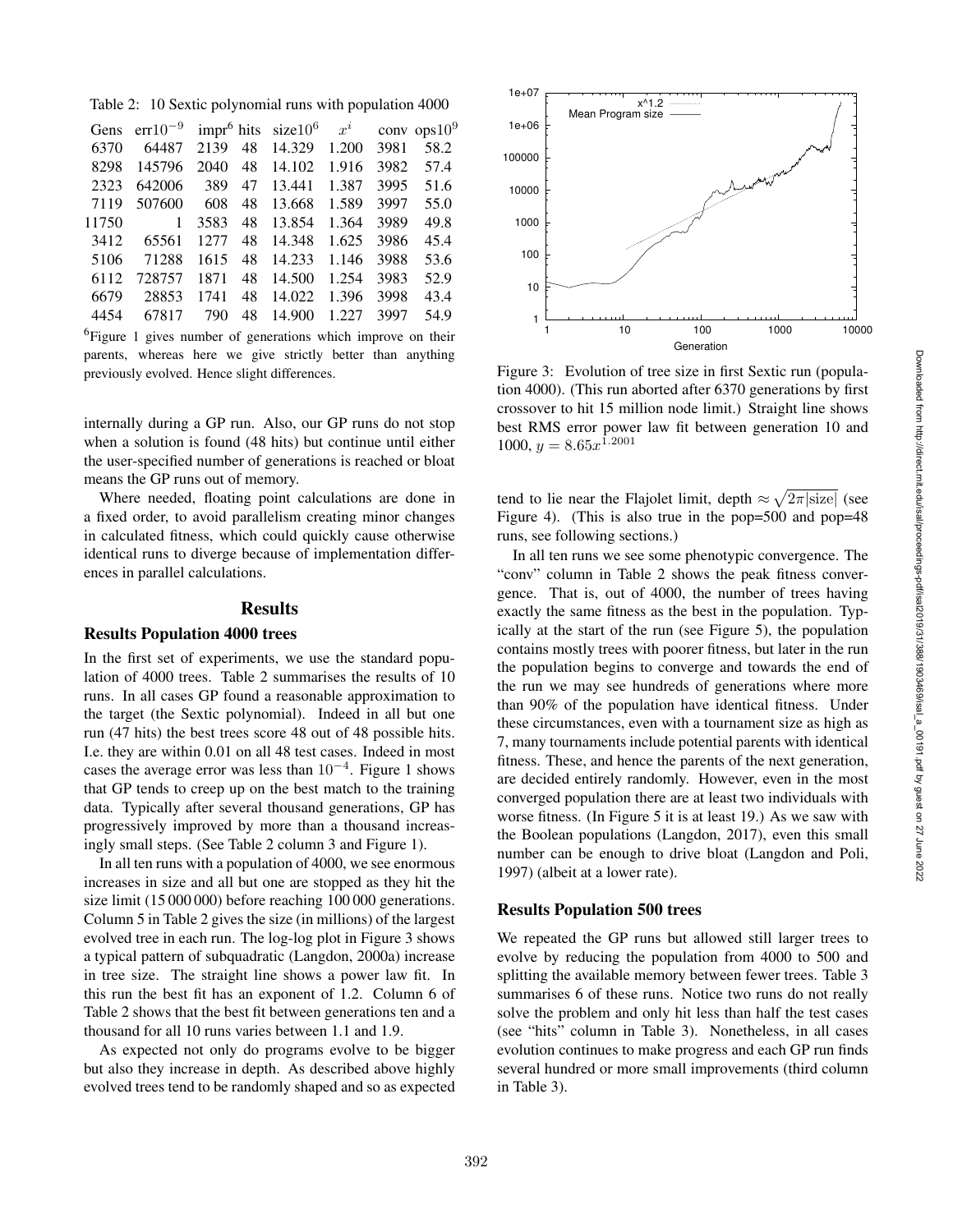Table 2: 10 Sextic polynomial runs with population 4000

| Gens | err$10^{-9}$ | impr[6] | hits | size$10^6$ | $x^i$ | conv | ops$10^9$ |
|---|---|---|---|---|---|---|---|
| 6370 | 64487 | 2139 | 48 | 14.329 | 1.200 | 3981 | 58.2 |
| 8298 | 145796 | 2040 | 48 | 14.102 | 1.916 | 3982 | 57.4 |
| 2323 | 642006 | 389 | 47 | 13.441 | 1.387 | 3995 | 51.6 |
| 7119 | 507600 | 608 | 48 | 13.668 | 1.589 | 3997 | 55.0 |
| 11750 | 1 | 3583 | 48 | 13.854 | 1.364 | 3989 | 49.8 |
| 3412 | 65561 | 1277 | 48 | 14.348 | 1.625 | 3986 | 45.4 |
| 5106 | 71288 | 1615 | 48 | 14.233 | 1.146 | 3988 | 53.6 |
| 6112 | 728757 | 1871 | 48 | 14.500 | 1.254 | 3983 | 52.9 |
| 6679 | 28853 | 1741 | 48 | 14.022 | 1.396 | 3998 | 43.4 |
| 4454 | 67817 | 790 | 48 | 14.900 | 1.227 | 3997 | 54.9 |

[6] Figure 1 gives number of generations which improve on their parents, whereas here we give strictly better than anything previously evolved. Hence slight differences.

internally during a GP run. Also, our GP runs do not stop when a solution is found (48 hits) but continue until either the user-specified number of generations is reached or bloat means the GP runs out of memory.

Where needed, floating point calculations are done in a fixed order, to avoid parallelism creating minor changes in calculated fitness, which could quickly cause otherwise identical runs to diverge because of implementation differences in parallel calculations.

## Results

### Results Population 4000 trees

In the first set of experiments, we use the standard population of 4000 trees. Table 2 summarises the results of 10 runs. In all cases GP found a reasonable approximation to the target (the Sextic polynomial). Indeed in all but one run (47 hits) the best trees score 48 out of 48 possible hits. I.e. they are within 0.01 on all 48 test cases. Indeed in most cases the average error was less than $10^{-4}$. Figure 1 shows that GP tends to creep up on the best match to the training data. Typically after several thousand generations, GP has progressively improved by more than a thousand increasingly small steps. (See Table 2 column 3 and Figure 1).

In all ten runs with a population of 4000, we see enormous increases in size and all but one are stopped as they hit the size limit (15 000 000) before reaching 100 000 generations. Column 5 in Table 2 gives the size (in millions) of the largest evolved tree in each run. The log-log plot in Figure 3 shows a typical pattern of subquadratic (Langdon, 2000a) increase in tree size. The straight line shows a power law fit. In this run the best fit has an exponent of 1.2. Column 6 of Table 2 shows that the best fit between generations ten and a thousand for all 10 runs varies between 1.1 and 1.9.

As expected not only do programs evolve to be bigger but also they increase in depth. As described above highly evolved trees tend to be randomly shaped and so as expected tend to lie near the Flajolet limit, depth $\approx \sqrt{2\pi|\text{size}|}$ (see Figure 4). (This is also true in the pop=500 and pop=48 runs, see following sections.)

Figure 3: Evolution of tree size in first Sextic run (population 4000). (This run aborted after 6370 generations by first crossover to hit 15 million node limit.) Straight line shows best RMS error power law fit between generation 10 and 1000, $y = 8.65x^{1.2001}$

In all ten runs we see some phenotypic convergence. The "conv" column in Table 2 shows the peak fitness convergence. That is, out of 4000, the number of trees having exactly the same fitness as the best in the population. Typically at the start of the run (see Figure 5), the population contains mostly trees with poorer fitness, but later in the run the population begins to converge and towards the end of the run we may see hundreds of generations where more than 90% of the population have identical fitness. Under these circumstances, even with a tournament size as high as 7, many tournaments include potential parents with identical fitness. These, and hence the parents of the next generation, are decided entirely randomly. However, even in the most converged population there are at least two individuals with worse fitness. (In Figure 5 it is at least 19.) As we saw with the Boolean populations (Langdon, 2017), even this small number can be enough to drive bloat (Langdon and Poli, 1997) (albeit at a lower rate).

### Results Population 500 trees

We repeated the GP runs but allowed still larger trees to evolve by reducing the population from 4000 to 500 and splitting the available memory between fewer trees. Table 3 summarises 6 of these runs. Notice two runs do not really solve the problem and only hit less than half the test cases (see "hits" column in Table 3). Nonetheless, in all cases evolution continues to make progress and each GP run finds several hundred or more small improvements (third column in Table 3).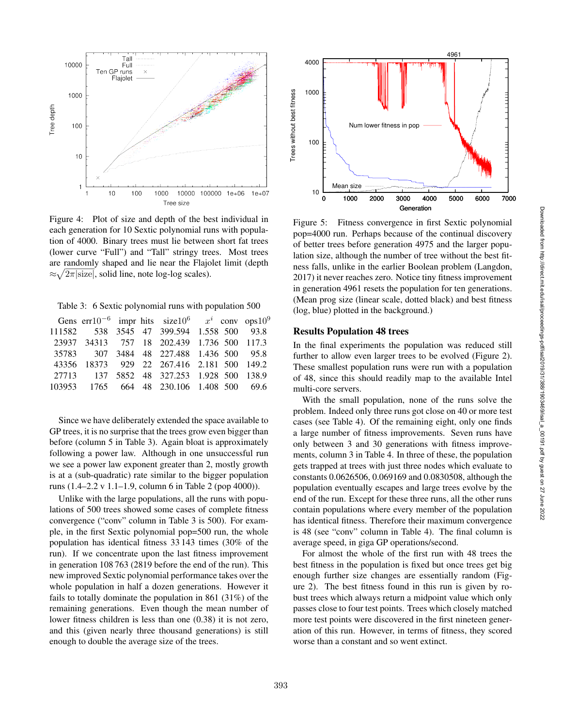Figure 4: Plot of size and depth of the best individual in each generation for 10 Sextic polynomial runs with population of 4000. Binary trees must lie between short fat trees (lower curve "Full") and "Tall" stringy trees. Most trees are randomly shaped and lie near the Flajolet limit (depth $\approx\sqrt{2\pi|\text{size}|}$, solid line, note log-log scales).

Table 3: 6 Sextic polynomial runs with population 500

| Gens | err$10^{-6}$ | impr | hits | size$10^6$ | $x^i$ | conv | ops$10^9$ |
|---|---|---|---|---|---|---|---|
| 111582 | 538 | 3545 | 47 | 399.594 | 1.558 | 500 | 93.8 |
| 23937 | 34313 | 757 | 18 | 202.439 | 1.736 | 500 | 117.3 |
| 35783 | 307 | 3484 | 48 | 227.488 | 1.436 | 500 | 95.8 |
| 43356 | 18373 | 929 | 22 | 267.416 | 2.181 | 500 | 149.2 |
| 27713 | 137 | 5852 | 48 | 327.253 | 1.928 | 500 | 138.9 |
| 103953 | 1765 | 664 | 48 | 230.106 | 1.408 | 500 | 69.6 |

Since we have deliberately extended the space available to GP trees, it is no surprise that the trees grow even bigger than before (column 5 in Table 3). Again bloat is approximately following a power law. Although in one unsuccessful run we see a power law exponent greater than 2, mostly growth is at a (sub-quadratic) rate similar to the bigger population runs (1.4–2.2 v 1.1–1.9, column 6 in Table 2 (pop 4000)).

Unlike with the large populations, all the runs with populations of 500 trees showed some cases of complete fitness convergence ("conv" column in Table 3 is 500). For example, in the first Sextic polynomial pop=500 run, the whole population has identical fitness 33 143 times (30% of the run). If we concentrate upon the last fitness improvement in generation 108 763 (2819 before the end of the run). This new improved Sextic polynomial performance takes over the whole population in half a dozen generations. However it fails to totally dominate the population in 861 (31%) of the remaining generations. Even though the mean number of lower fitness children is less than one (0.38) it is not zero, and this (given nearly three thousand generations) is still enough to double the average size of the trees.

Figure 5: Fitness convergence in first Sextic polynomial pop=4000 run. Perhaps because of the continual discovery of better trees before generation 4975 and the larger population size, although the number of tree without the best fitness falls, unlike in the earlier Boolean problem (Langdon, 2017) it never reaches zero. Notice tiny fitness improvement in generation 4961 resets the population for ten generations. (Mean prog size (linear scale, dotted black) and best fitness (log, blue) plotted in the background.)

## Results Population 48 trees

In the final experiments the population was reduced still further to allow even larger trees to be evolved (Figure 2). These smallest population runs were run with a population of 48, since this should readily map to the available Intel multi-core servers.

With the small population, none of the runs solve the problem. Indeed only three runs got close on 40 or more test cases (see Table 4). Of the remaining eight, only one finds a large number of fitness improvements. Seven runs have only between 3 and 30 generations with fitness improvements, column 3 in Table 4. In three of these, the population gets trapped at trees with just three nodes which evaluate to constants 0.0626506, 0.069169 and 0.0830508, although the population eventually escapes and large trees evolve by the end of the run. Except for these three runs, all the other runs contain populations where every member of the population has identical fitness. Therefore their maximum convergence is 48 (see "conv" column in Table 4). The final column is average speed, in giga GP operations/second.

For almost the whole of the first run with 48 trees the best fitness in the population is fixed but once trees get big enough further size changes are essentially random (Figure 2). The best fitness found in this run is given by robust trees which always return a midpoint value which only passes close to four test points. Trees which closely matched more test points were discovered in the first nineteen generation of this run. However, in terms of fitness, they scored worse than a constant and so went extinct.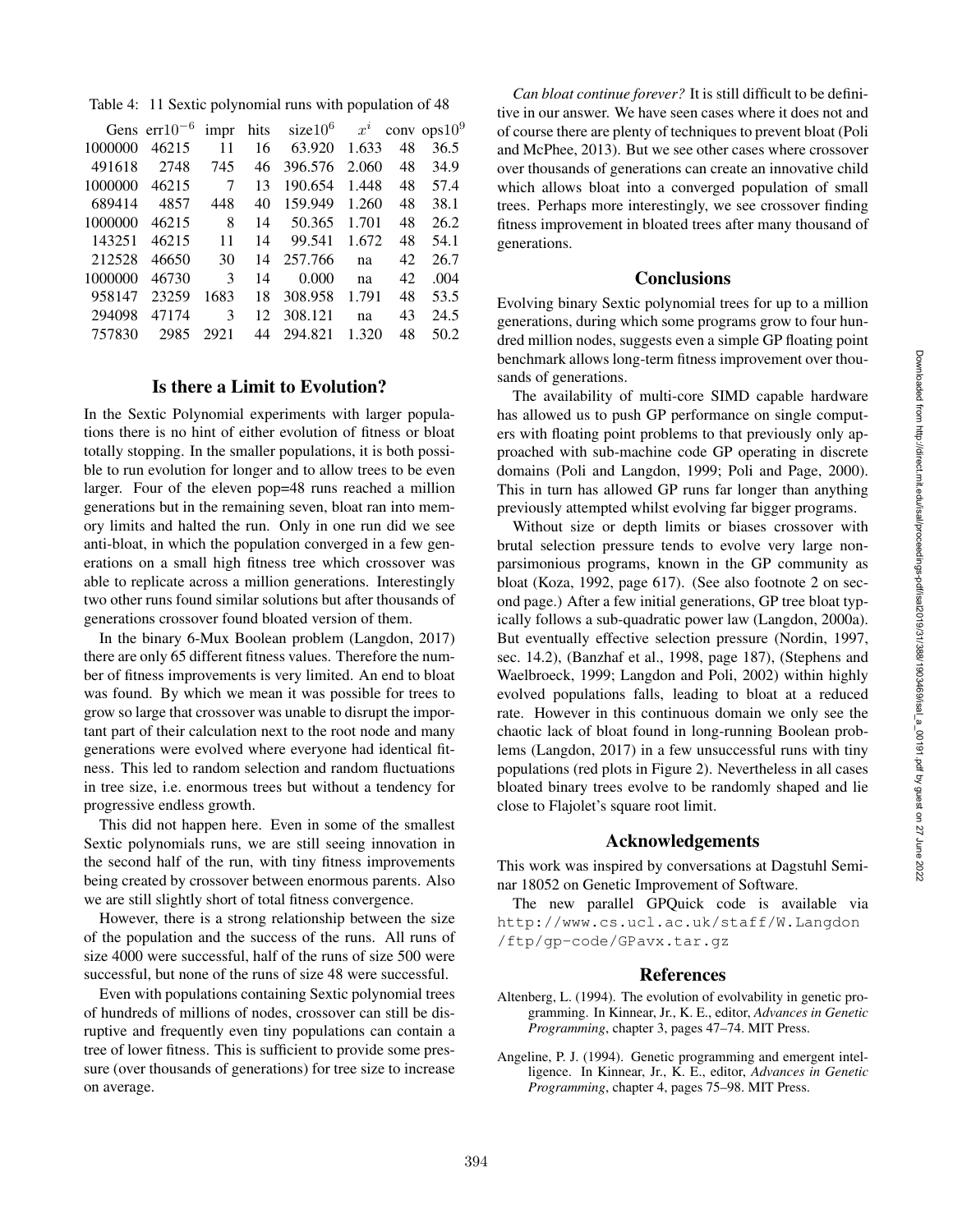Table 4: 11 Sextic polynomial runs with population of 48

| Gens | err$10^{-6}$ | impr | hits | size$10^6$ | $x^i$ | conv | ops$10^9$ |
|---|---|---|---|---|---|---|---|
| 1000000 | 46215 | 11 | 16 | 63.920 | 1.633 | 48 | 36.5 |
| 491618 | 2748 | 745 | 46 | 396.576 | 2.060 | 48 | 34.9 |
| 1000000 | 46215 | 7 | 13 | 190.654 | 1.448 | 48 | 57.4 |
| 689414 | 4857 | 448 | 40 | 159.949 | 1.260 | 48 | 38.1 |
| 1000000 | 46215 | 8 | 14 | 50.365 | 1.701 | 48 | 26.2 |
| 143251 | 46215 | 11 | 14 | 99.541 | 1.672 | 48 | 54.1 |
| 212528 | 46650 | 30 | 14 | 257.766 | na | 42 | 26.7 |
| 1000000 | 46730 | 3 | 14 | 0.000 | na | 42 | .004 |
| 958147 | 23259 | 1683 | 18 | 308.958 | 1.791 | 48 | 53.5 |
| 294098 | 47174 | 3 | 12 | 308.121 | na | 43 | 24.5 |
| 757830 | 2985 | 2921 | 44 | 294.821 | 1.320 | 48 | 50.2 |

## Is there a Limit to Evolution?

In the Sextic Polynomial experiments with larger populations there is no hint of either evolution of fitness or bloat totally stopping. In the smaller populations, it is both possible to run evolution for longer and to allow trees to be even larger. Four of the eleven pop=48 runs reached a million generations but in the remaining seven, bloat ran into memory limits and halted the run. Only in one run did we see anti-bloat, in which the population converged in a few generations on a small high fitness tree which crossover was able to replicate across a million generations. Interestingly two other runs found similar solutions but after thousands of generations crossover found bloated version of them.

In the binary 6-Mux Boolean problem (Langdon, 2017) there are only 65 different fitness values. Therefore the number of fitness improvements is very limited. An end to bloat was found. By which we mean it was possible for trees to grow so large that crossover was unable to disrupt the important part of their calculation next to the root node and many generations were evolved where everyone had identical fitness. This led to random selection and random fluctuations in tree size, i.e. enormous trees but without a tendency for progressive endless growth.

This did not happen here. Even in some of the smallest Sextic polynomials runs, we are still seeing innovation in the second half of the run, with tiny fitness improvements being created by crossover between enormous parents. Also we are still slightly short of total fitness convergence.

However, there is a strong relationship between the size of the population and the success of the runs. All runs of size 4000 were successful, half of the runs of size 500 were successful, but none of the runs of size 48 were successful.

Even with populations containing Sextic polynomial trees of hundreds of millions of nodes, crossover can still be disruptive and frequently even tiny populations can contain a tree of lower fitness. This is sufficient to provide some pressure (over thousands of generations) for tree size to increase on average.

*Can bloat continue forever?* It is still difficult to be definitive in our answer. We have seen cases where it does not and of course there are plenty of techniques to prevent bloat (Poli and McPhee, 2013). But we see other cases where crossover over thousands of generations can create an innovative child which allows bloat into a converged population of small trees. Perhaps more interestingly, we see crossover finding fitness improvement in bloated trees after many thousand of generations.

## Conclusions

Evolving binary Sextic polynomial trees for up to a million generations, during which some programs grow to four hundred million nodes, suggests even a simple GP floating point benchmark allows long-term fitness improvement over thousands of generations.

The availability of multi-core SIMD capable hardware has allowed us to push GP performance on single computers with floating point problems to that previously only approached with sub-machine code GP operating in discrete domains (Poli and Langdon, 1999; Poli and Page, 2000). This in turn has allowed GP runs far longer than anything previously attempted whilst evolving far bigger programs.

Without size or depth limits or biases crossover with brutal selection pressure tends to evolve very large non-parsimonious programs, known in the GP community as bloat (Koza, 1992, page 617). (See also footnote 2 on second page.) After a few initial generations, GP tree bloat typically follows a sub-quadratic power law (Langdon, 2000a). But eventually effective selection pressure (Nordin, 1997, sec. 14.2), (Banzhaf et al., 1998, page 187), (Stephens and Waelbroeck, 1999; Langdon and Poli, 2002) within highly evolved populations falls, leading to bloat at a reduced rate. However in this continuous domain we only see the chaotic lack of bloat found in long-running Boolean problems (Langdon, 2017) in a few unsuccessful runs with tiny populations (red plots in Figure 2). Nevertheless in all cases bloated binary trees evolve to be randomly shaped and lie close to Flajolet's square root limit.

## Acknowledgements

This work was inspired by conversations at Dagstuhl Seminar 18052 on Genetic Improvement of Software.

The new parallel GPQuick code is available via `http://www.cs.ucl.ac.uk/staff/W.Langdon/ftp/gp-code/GPavx.tar.gz`

## References

Altenberg, L. (1994). The evolution of evolvability in genetic programming. In Kinnear, Jr., K. E., editor, *Advances in Genetic Programming*, chapter 3, pages 47–74. MIT Press.

Angeline, P. J. (1994). Genetic programming and emergent intelligence. In Kinnear, Jr., K. E., editor, *Advances in Genetic Programming*, chapter 4, pages 75–98. MIT Press.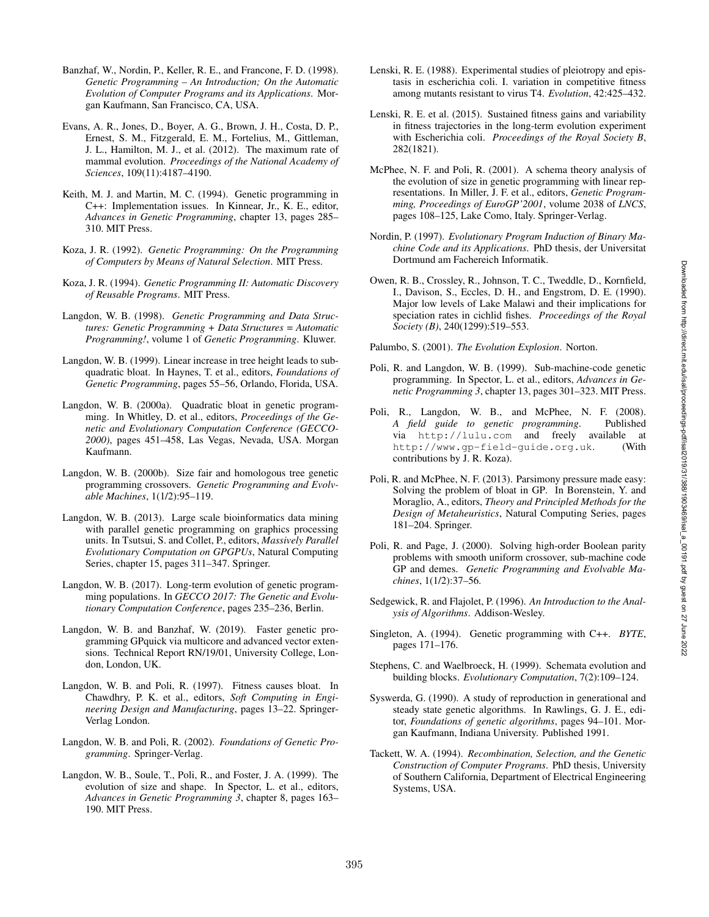Banzhaf, W., Nordin, P., Keller, R. E., and Francone, F. D. (1998). *Genetic Programming – An Introduction; On the Automatic Evolution of Computer Programs and its Applications*. Morgan Kaufmann, San Francisco, CA, USA.

Evans, A. R., Jones, D., Boyer, A. G., Brown, J. H., Costa, D. P., Ernest, S. M., Fitzgerald, E. M., Fortelius, M., Gittleman, J. L., Hamilton, M. J., et al. (2012). The maximum rate of mammal evolution. *Proceedings of the National Academy of Sciences*, 109(11):4187–4190.

Keith, M. J. and Martin, M. C. (1994). Genetic programming in C++: Implementation issues. In Kinnear, Jr., K. E., editor, *Advances in Genetic Programming*, chapter 13, pages 285–310. MIT Press.

Koza, J. R. (1992). *Genetic Programming: On the Programming of Computers by Means of Natural Selection*. MIT Press.

Koza, J. R. (1994). *Genetic Programming II: Automatic Discovery of Reusable Programs*. MIT Press.

Langdon, W. B. (1998). *Genetic Programming and Data Structures: Genetic Programming + Data Structures = Automatic Programming!*, volume 1 of *Genetic Programming*. Kluwer.

Langdon, W. B. (1999). Linear increase in tree height leads to subquadratic bloat. In Haynes, T. et al., editors, *Foundations of Genetic Programming*, pages 55–56, Orlando, Florida, USA.

Langdon, W. B. (2000a). Quadratic bloat in genetic programming. In Whitley, D. et al., editors, *Proceedings of the Genetic and Evolutionary Computation Conference (GECCO-2000)*, pages 451–458, Las Vegas, Nevada, USA. Morgan Kaufmann.

Langdon, W. B. (2000b). Size fair and homologous tree genetic programming crossovers. *Genetic Programming and Evolvable Machines*, 1(1/2):95–119.

Langdon, W. B. (2013). Large scale bioinformatics data mining with parallel genetic programming on graphics processing units. In Tsutsui, S. and Collet, P., editors, *Massively Parallel Evolutionary Computation on GPGPUs*, Natural Computing Series, chapter 15, pages 311–347. Springer.

Langdon, W. B. (2017). Long-term evolution of genetic programming populations. In *GECCO 2017: The Genetic and Evolutionary Computation Conference*, pages 235–236, Berlin.

Langdon, W. B. and Banzhaf, W. (2019). Faster genetic programming GPquick via multicore and advanced vector extensions. Technical Report RN/19/01, University College, London, London, UK.

Langdon, W. B. and Poli, R. (1997). Fitness causes bloat. In Chawdhry, P. K. et al., editors, *Soft Computing in Engineering Design and Manufacturing*, pages 13–22. Springer-Verlag London.

Langdon, W. B. and Poli, R. (2002). *Foundations of Genetic Programming*. Springer-Verlag.

Langdon, W. B., Soule, T., Poli, R., and Foster, J. A. (1999). The evolution of size and shape. In Spector, L. et al., editors, *Advances in Genetic Programming 3*, chapter 8, pages 163–190. MIT Press.

Lenski, R. E. (1988). Experimental studies of pleiotropy and epistasis in escherichia coli. I. variation in competitive fitness among mutants resistant to virus T4. *Evolution*, 42:425–432.

Lenski, R. E. et al. (2015). Sustained fitness gains and variability in fitness trajectories in the long-term evolution experiment with Escherichia coli. *Proceedings of the Royal Society B*, 282(1821).

McPhee, N. F. and Poli, R. (2001). A schema theory analysis of the evolution of size in genetic programming with linear representations. In Miller, J. F. et al., editors, *Genetic Programming, Proceedings of EuroGP'2001*, volume 2038 of *LNCS*, pages 108–125, Lake Como, Italy. Springer-Verlag.

Nordin, P. (1997). *Evolutionary Program Induction of Binary Machine Code and its Applications*. PhD thesis, der Universitat Dortmund am Fachereich Informatik.

Owen, R. B., Crossley, R., Johnson, T. C., Tweddle, D., Kornfield, I., Davison, S., Eccles, D. H., and Engstrom, D. E. (1990). Major low levels of Lake Malawi and their implications for speciation rates in cichlid fishes. *Proceedings of the Royal Society (B)*, 240(1299):519–553.

Palumbo, S. (2001). *The Evolution Explosion*. Norton.

Poli, R. and Langdon, W. B. (1999). Sub-machine-code genetic programming. In Spector, L. et al., editors, *Advances in Genetic Programming 3*, chapter 13, pages 301–323. MIT Press.

Poli, R., Langdon, W. B., and McPhee, N. F. (2008). *A field guide to genetic programming*. Published via `http://lulu.com` and freely available at `http://www.gp-field-guide.org.uk`. (With contributions by J. R. Koza).

Poli, R. and McPhee, N. F. (2013). Parsimony pressure made easy: Solving the problem of bloat in GP. In Borenstein, Y. and Moraglio, A., editors, *Theory and Principled Methods for the Design of Metaheuristics*, Natural Computing Series, pages 181–204. Springer.

Poli, R. and Page, J. (2000). Solving high-order Boolean parity problems with smooth uniform crossover, sub-machine code GP and demes. *Genetic Programming and Evolvable Machines*, 1(1/2):37–56.

Sedgewick, R. and Flajolet, P. (1996). *An Introduction to the Analysis of Algorithms*. Addison-Wesley.

Singleton, A. (1994). Genetic programming with C++. *BYTE*, pages 171–176.

Stephens, C. and Waelbroeck, H. (1999). Schemata evolution and building blocks. *Evolutionary Computation*, 7(2):109–124.

Syswerda, G. (1990). A study of reproduction in generational and steady state genetic algorithms. In Rawlings, G. J. E., editor, *Foundations of genetic algorithms*, pages 94–101. Morgan Kaufmann, Indiana University. Published 1991.

Tackett, W. A. (1994). *Recombination, Selection, and the Genetic Construction of Computer Programs*. PhD thesis, University of Southern California, Department of Electrical Engineering Systems, USA.